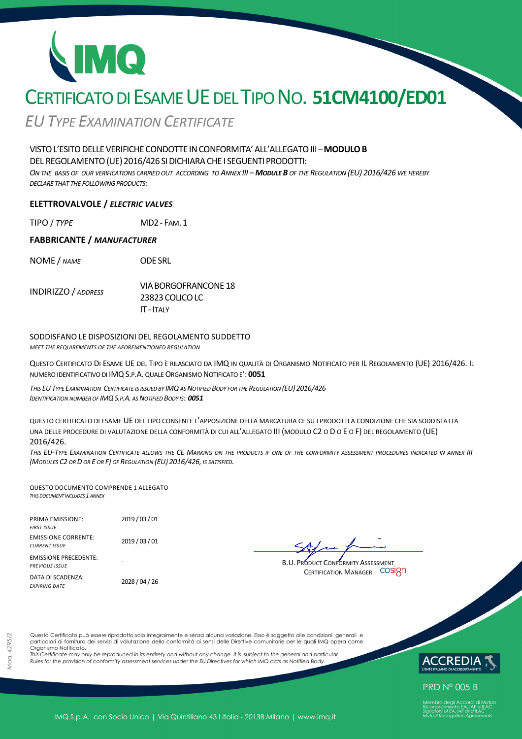# CERTIFICATO DI ESAME UE DEL TIPO NO. **51CM4100/ED01**

*EU TYPE EXAMINATION CERTIFICATE*

VISTO L'ESITO DELLE VERIFICHE CONDOTTE IN CONFORMITA' ALL'ALLEGATO III – **MODULO B** DEL REGOLAMENTO (UE) 2016/426 SI DICHIARA CHE I SEGUENTI PRODOTTI:

*ON THE BASIS OF OUR VERIFICATIONS CARRIED OUT ACCORDING TO ANNEX III – **MODULE B** OF THE REGULATION (EU) 2016/426 WE HEREBY DECLARE THAT THE FOLLOWING PRODUCTS:*

**ELETTROVALVOLE / *ELECTRIC VALVES***

TIPO / *TYPE* MD2 - FAM. 1

**FABBRICANTE / *MANUFACTURER***

NOME / *NAME* ODE SRL

INDIRIZZO / *ADDRESS* VIA BORGOFRANCONE 18
23823 COLICO LC
IT - ITALY

SODDISFANO LE DISPOSIZIONI DEL REGOLAMENTO SUDDETTO

*MEET THE REQUIREMENTS OF THE AFOREMENTIONED REGULATION*

QUESTO CERTIFICATO DI ESAME UE DEL TIPO È RILASCIATO DA IMQ IN QUALITÀ DI ORGANISMO NOTIFICATO PER IL REGOLAMENTO (UE) 2016/426. IL NUMERO IDENTIFICATIVO DI IMQ S.P.A. QUALE ORGANISMO NOTIFICATO E': **0051**

*THIS EU TYPE EXAMINATION CERTIFICATE IS ISSUED BY IMQ AS NOTIFIED BODY FOR THE REGULATION (EU) 2016/426*
*IDENTIFICATION NUMBER OF IMQ S.P.A. AS NOTIFIED BODY IS: **0051***

QUESTO CERTIFICATO DI ESAME UE DEL TIPO CONSENTE L'APPOSIZIONE DELLA MARCATURA CE SU I PRODOTTI A CONDIZIONE CHE SIA SODDISFATTA UNA DELLE PROCEDURE DI VALUTAZIONE DELLA CONFORMITÀ DI CUI ALL'ALLEGATO III (MODULO C2 O D O E O F) DEL REGOLAMENTO (UE) 2016/426.

*THIS EU-TYPE EXAMINATION CERTIFICATE ALLOWS THE CE MARKING ON THE PRODUCTS IF ONE OF THE CONFORMITY ASSESSMENT PROCEDURES INDICATED IN ANNEX III (MODULES C2 OR D OR E OR F) OF REGULATION (EU) 2016/426, IS SATISFIED.*

QUESTO DOCUMENTO COMPRENDE 1 ALLEGATO
*THIS DOCUMENT INCLUDES 1 ANNEX*

| | |
|---|---|
| PRIMA EMISSIONE: *FIRST ISSUE* | 2019 / 03 / 01 |
| EMISSIONE CORRENTE: *CURRENT ISSUE* | 2019 / 03 / 01 |
| EMISSIONE PRECEDENTE: *PREVIOUS ISSUE* | - |
| DATA DI SCADENZA: *EXPIRING DATE* | 2028 / 04 / 26 |

B.U. PRODUCT CONFORMITY ASSESSMENT
CERTIFICATION MANAGER

Questo Certificato può essere riprodotto solo integralmente e senza alcuna variazione. Esso è soggetto alle condizioni generali e particolari di fornitura dei servizi di valutazione della conformità ai sensi delle Direttive comunitarie per le quali IMQ opera come Organismo Notificato.

*This Certificate may only be reproduced in its entirety and without any change. It is subject to the general and particular Rules for the provision of conformity assessment services under the EU Directives for which IMQ acts as Notified Body.*

Mod. 4295/2

ACCREDIA L'ENTE ITALIANO DI ACCREDITAMENTO

PRD N° 005 B

Membro degli Accordi di Mutuo Riconoscimento EA, IAF e ILAC
*Signatory of EA, IAF and ILAC Mutual Recognition Agreements*

IMQ S.p.A. con Socio Unico | Via Quintiliano 43 I Italia - 20138 Milano | www.imq.it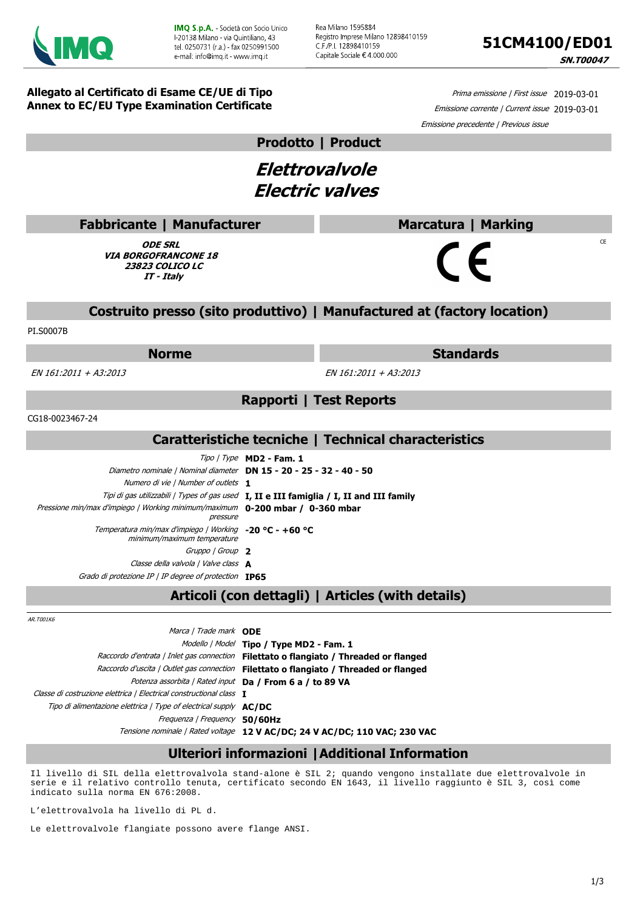**IMQ S.p.A.** - Società con Socio Unico
I-20138 Milano - via Quintiliano, 43
tel. 0250731 (r.a.) - fax 0250991500
e-mail: info@imq.it - www.imq.it

Rea Milano 1595884
Registro Imprese Milano 12898410159
C.F./P.I. 12898410159
Capitale Sociale € 4.000.000

# 51CM4100/ED01

**SN.T00047**

**Allegato al Certificato di Esame CE/UE di Tipo**
**Annex to EC/EU Type Examination Certificate**

*Prima emissione | First issue* 2019-03-01
*Emissione corrente | Current issue* 2019-03-01
*Emissione precedente | Previous issue*

## Prodotto | Product

# *Elettrovalvole*
# *Electric valves*

## Fabbricante | Manufacturer

***ODE SRL***
***VIA BORGOFRANCONE 18***
***23823 COLICO LC***
***IT - Italy***

## Marcatura | Marking

CE

## Costruito presso (sito produttivo) | Manufactured at (factory location)

PI.S0007B

| Norme | Standards |
|---|---|
| *EN 161:2011 + A3:2013* | *EN 161:2011 + A3:2013* |

## Rapporti | Test Reports

CG18-0023467-24

## Caratteristiche tecniche | Technical characteristics

| | |
|---|---|
| *Tipo \| Type* | **MD2 - Fam. 1** |
| *Diametro nominale \| Nominal diameter* | **DN 15 - 20 - 25 - 32 - 40 - 50** |
| *Numero di vie \| Number of outlets* | **1** |
| *Tipi di gas utilizzabili \| Types of gas used* | **I, II e III famiglia / I, II and III family** |
| *Pressione min/max d'impiego \| Working minimum/maximum pressure* | **0-200 mbar / 0-360 mbar** |
| *Temperatura min/max d'impiego \| Working minimum/maximum temperature* | **-20 °C - +60 °C** |
| *Gruppo \| Group* | **2** |
| *Classe della valvola \| Valve class* | **A** |
| *Grado di protezione IP \| IP degree of protection* | **IP65** |

## Articoli (con dettagli) | Articles (with details)

*AR.T001K6*

| | |
|---|---|
| *Marca \| Trade mark* | **ODE** |
| *Modello \| Model* | **Tipo / Type MD2 - Fam. 1** |
| *Raccordo d'entrata \| Inlet gas connection* | **Filettato o flangiato / Threaded or flanged** |
| *Raccordo d'uscita \| Outlet gas connection* | **Filettato o flangiato / Threaded or flanged** |
| *Potenza assorbita \| Rated input* | **Da / From 6 a / to 89 VA** |
| *Classe di costruzione elettrica \| Electrical constructional class* | **I** |
| *Tipo di alimentazione elettrica \| Type of electrical supply* | **AC/DC** |
| *Frequenza \| Frequency* | **50/60Hz** |
| *Tensione nominale \| Rated voltage* | **12 V AC/DC; 24 V AC/DC; 110 VAC; 230 VAC** |

## Ulteriori informazioni | Additional Information

Il livello di SIL della elettrovalvola stand-alone è SIL 2; quando vengono installate due elettrovalvole in serie e il relativo controllo tenuta, certificato secondo EN 1643, il livello raggiunto è SIL 3, così come indicato sulla norma EN 676:2008.

L'elettrovalvola ha livello di PL d.

Le elettrovalvole flangiate possono avere flange ANSI.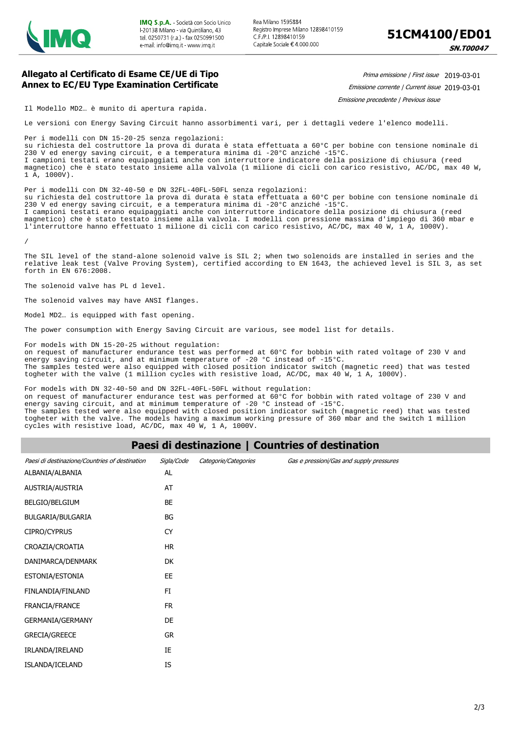## Allegato al Certificato di Esame CE/UE di Tipo
## Annex to EC/EU Type Examination Certificate

*Prima emissione | First issue* 2019-03-01

*Emissione corrente | Current issue* 2019-03-01

*Emissione precedente | Previous issue*

Il Modello MD2… è munito di apertura rapida.

Le versioni con Energy Saving Circuit hanno assorbimenti vari, per i dettagli vedere l'elenco modelli.

Per i modelli con DN 15-20-25 senza regolazioni:
su richiesta del costruttore la prova di durata è stata effettuata a 60°C per bobine con tensione nominale di 230 V ed energy saving circuit, e a temperatura minima di -20°C anziché -15°C.
I campioni testati erano equipaggiati anche con interruttore indicatore della posizione di chiusura (reed magnetico) che è stato testato insieme alla valvola (1 milione di cicli con carico resistivo, AC/DC, max 40 W, 1 A, 1000V).

Per i modelli con DN 32-40-50 e DN 32FL-40FL-50FL senza regolazioni:
su richiesta del costruttore la prova di durata è stata effettuata a 60°C per bobine con tensione nominale di 230 V ed energy saving circuit, e a temperatura minima di -20°C anziché -15°C.
I campioni testati erano equipaggiati anche con interruttore indicatore della posizione di chiusura (reed magnetico) che è stato testato insieme alla valvola. I modelli con pressione massima d'impiego di 360 mbar e l'interruttore hanno effettuato 1 milione di cicli con carico resistivo, AC/DC, max 40 W, 1 A, 1000V).

/

The SIL level of the stand-alone solenoid valve is SIL 2; when two solenoids are installed in series and the relative leak test (Valve Proving System), certified according to EN 1643, the achieved level is SIL 3, as set forth in EN 676:2008.

The solenoid valve has PL d level.

The solenoid valves may have ANSI flanges.

Model MD2… is equipped with fast opening.

The power consumption with Energy Saving Circuit are various, see model list for details.

For models with DN 15-20-25 without regulation:
on request of manufacturer endurance test was performed at 60°C for bobbin with rated voltage of 230 V and energy saving circuit, and at minimum temperature of -20 °C instead of -15°C.
The samples tested were also equipped with closed position indicator switch (magnetic reed) that was tested togheter with the valve (1 million cycles with resistive load, AC/DC, max 40 W, 1 A, 1000V).

For models with DN 32-40-50 and DN 32FL-40FL-50FL without regulation:
on request of manufacturer endurance test was performed at 60°C for bobbin with rated voltage of 230 V and energy saving circuit, and at minimum temperature of -20 °C instead of -15°C.
The samples tested were also equipped with closed position indicator switch (magnetic reed) that was tested togheter with the valve. The models having a maximum working pressure of 360 mbar and the switch 1 million cycles with resistive load, AC/DC, max 40 W, 1 A, 1000V.

## Paesi di destinazione | Countries of destination

| *Paesi di destinazione/Countries of destination* | *Sigla/Code* | *Categorie/Categories* | *Gas e pressioni/Gas and supply pressures* |
|---|---|---|---|
| ALBANIA/ALBANIA | AL | | |
| AUSTRIA/AUSTRIA | AT | | |
| BELGIO/BELGIUM | BE | | |
| BULGARIA/BULGARIA | BG | | |
| CIPRO/CYPRUS | CY | | |
| CROAZIA/CROATIA | HR | | |
| DANIMARCA/DENMARK | DK | | |
| ESTONIA/ESTONIA | EE | | |
| FINLANDIA/FINLAND | FI | | |
| FRANCIA/FRANCE | FR | | |
| GERMANIA/GERMANY | DE | | |
| GRECIA/GREECE | GR | | |
| IRLANDA/IRELAND | IE | | |
| ISLANDA/ICELAND | IS | | |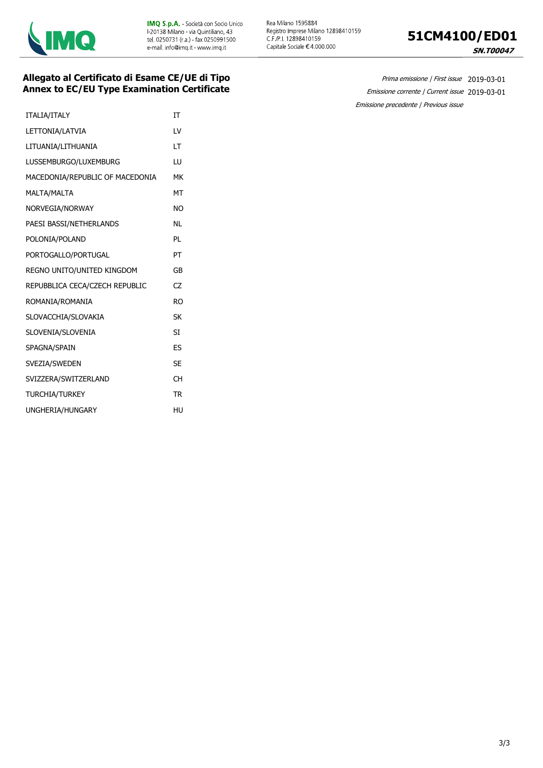**Allegato al Certificato di Esame CE/UE di Tipo**
**Annex to EC/EU Type Examination Certificate**

*Prima emissione / First issue* 2019-03-01
*Emissione corrente / Current issue* 2019-03-01
*Emissione precedente / Previous issue*

| | |
|---|---|
| ITALIA/ITALY | IT |
| LETTONIA/LATVIA | LV |
| LITUANIA/LITHUANIA | LT |
| LUSSEMBURGO/LUXEMBURG | LU |
| MACEDONIA/REPUBLIC OF MACEDONIA | MK |
| MALTA/MALTA | MT |
| NORVEGIA/NORWAY | NO |
| PAESI BASSI/NETHERLANDS | NL |
| POLONIA/POLAND | PL |
| PORTOGALLO/PORTUGAL | PT |
| REGNO UNITO/UNITED KINGDOM | GB |
| REPUBBLICA CECA/CZECH REPUBLIC | CZ |
| ROMANIA/ROMANIA | RO |
| SLOVACCHIA/SLOVAKIA | SK |
| SLOVENIA/SLOVENIA | SI |
| SPAGNA/SPAIN | ES |
| SVEZIA/SWEDEN | SE |
| SVIZZERA/SWITZERLAND | CH |
| TURCHIA/TURKEY | TR |
| UNGHERIA/HUNGARY | HU |